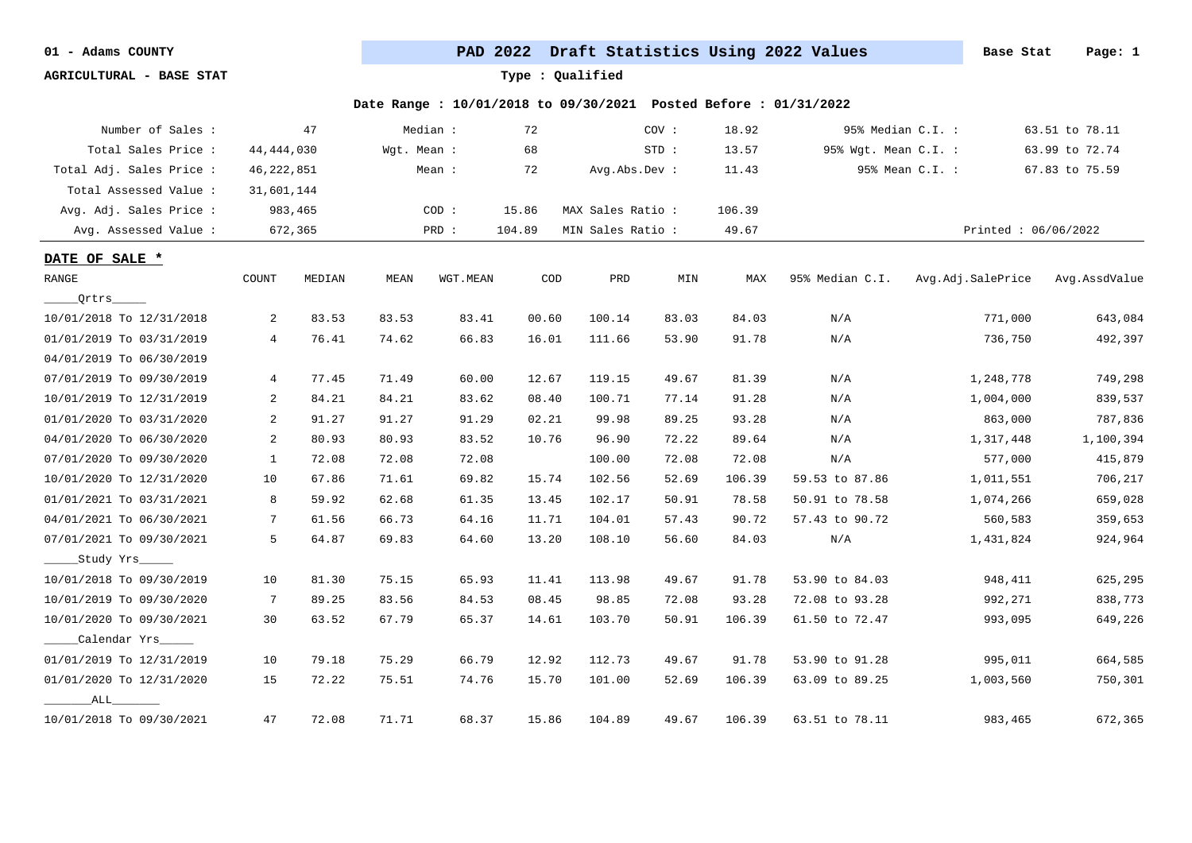01 - Adams COUNTY

**PAD 2022 Draft Statistics Using 2022 Values** Base Stat

AGRICULTURAL - BASE STAT

Type : Qualified

Date Range : 10/01/2018 to 09/30/2021 Posted Before : 01/31/2022

| | | | | | | | |
|---|---|---|---|---|---|---|---|
| Number of Sales : | 47 | Median : | 72 | COV : | 18.92 | 95% Median C.I. : | 63.51 to 78.11 |
| Total Sales Price : | 44,444,030 | Wgt. Mean : | 68 | STD : | 13.57 | 95% Wgt. Mean C.I. : | 63.99 to 72.74 |
| Total Adj. Sales Price : | 46,222,851 | Mean : | 72 | Avg.Abs.Dev : | 11.43 | 95% Mean C.I. : | 67.83 to 75.59 |
| Total Assessed Value : | 31,601,144 | | | | | | |
| Avg. Adj. Sales Price : | 983,465 | COD : | 15.86 | MAX Sales Ratio : | 106.39 | | |
| Avg. Assessed Value : | 672,365 | PRD : | 104.89 | MIN Sales Ratio : | 49.67 | Printed : 06/06/2022 | |

**DATE OF SALE \***

| RANGE | COUNT | MEDIAN | MEAN | WGT.MEAN | COD | PRD | MIN | MAX | 95% Median C.I. | Avg.Adj.SalePrice | Avg.AssdValue |
|---|---|---|---|---|---|---|---|---|---|---|---|
| _____Qrtrs_____ | | | | | | | | | | | |
| 10/01/2018 To 12/31/2018 | 2 | 83.53 | 83.53 | 83.41 | 00.60 | 100.14 | 83.03 | 84.03 | N/A | 771,000 | 643,084 |
| 01/01/2019 To 03/31/2019 | 4 | 76.41 | 74.62 | 66.83 | 16.01 | 111.66 | 53.90 | 91.78 | N/A | 736,750 | 492,397 |
| 04/01/2019 To 06/30/2019 | | | | | | | | | | | |
| 07/01/2019 To 09/30/2019 | 4 | 77.45 | 71.49 | 60.00 | 12.67 | 119.15 | 49.67 | 81.39 | N/A | 1,248,778 | 749,298 |
| 10/01/2019 To 12/31/2019 | 2 | 84.21 | 84.21 | 83.62 | 08.40 | 100.71 | 77.14 | 91.28 | N/A | 1,004,000 | 839,537 |
| 01/01/2020 To 03/31/2020 | 2 | 91.27 | 91.27 | 91.29 | 02.21 | 99.98 | 89.25 | 93.28 | N/A | 863,000 | 787,836 |
| 04/01/2020 To 06/30/2020 | 2 | 80.93 | 80.93 | 83.52 | 10.76 | 96.90 | 72.22 | 89.64 | N/A | 1,317,448 | 1,100,394 |
| 07/01/2020 To 09/30/2020 | 1 | 72.08 | 72.08 | 72.08 | | 100.00 | 72.08 | 72.08 | N/A | 577,000 | 415,879 |
| 10/01/2020 To 12/31/2020 | 10 | 67.86 | 71.61 | 69.82 | 15.74 | 102.56 | 52.69 | 106.39 | 59.53 to 87.86 | 1,011,551 | 706,217 |
| 01/01/2021 To 03/31/2021 | 8 | 59.92 | 62.68 | 61.35 | 13.45 | 102.17 | 50.91 | 78.58 | 50.91 to 78.58 | 1,074,266 | 659,028 |
| 04/01/2021 To 06/30/2021 | 7 | 61.56 | 66.73 | 64.16 | 11.71 | 104.01 | 57.43 | 90.72 | 57.43 to 90.72 | 560,583 | 359,653 |
| 07/01/2021 To 09/30/2021 | 5 | 64.87 | 69.83 | 64.60 | 13.20 | 108.10 | 56.60 | 84.03 | N/A | 1,431,824 | 924,964 |
| _____Study Yrs_____ | | | | | | | | | | | |
| 10/01/2018 To 09/30/2019 | 10 | 81.30 | 75.15 | 65.93 | 11.41 | 113.98 | 49.67 | 91.78 | 53.90 to 84.03 | 948,411 | 625,295 |
| 10/01/2019 To 09/30/2020 | 7 | 89.25 | 83.56 | 84.53 | 08.45 | 98.85 | 72.08 | 93.28 | 72.08 to 93.28 | 992,271 | 838,773 |
| 10/01/2020 To 09/30/2021 | 30 | 63.52 | 67.79 | 65.37 | 14.61 | 103.70 | 50.91 | 106.39 | 61.50 to 72.47 | 993,095 | 649,226 |
| _____Calendar Yrs_____ | | | | | | | | | | | |
| 01/01/2019 To 12/31/2019 | 10 | 79.18 | 75.29 | 66.79 | 12.92 | 112.73 | 49.67 | 91.78 | 53.90 to 91.28 | 995,011 | 664,585 |
| 01/01/2020 To 12/31/2020 | 15 | 72.22 | 75.51 | 74.76 | 15.70 | 101.00 | 52.69 | 106.39 | 63.09 to 89.25 | 1,003,560 | 750,301 |
| _______ALL_______ | | | | | | | | | | | |
| 10/01/2018 To 09/30/2021 | 47 | 72.08 | 71.71 | 68.37 | 15.86 | 104.89 | 49.67 | 106.39 | 63.51 to 78.11 | 983,465 | 672,365 |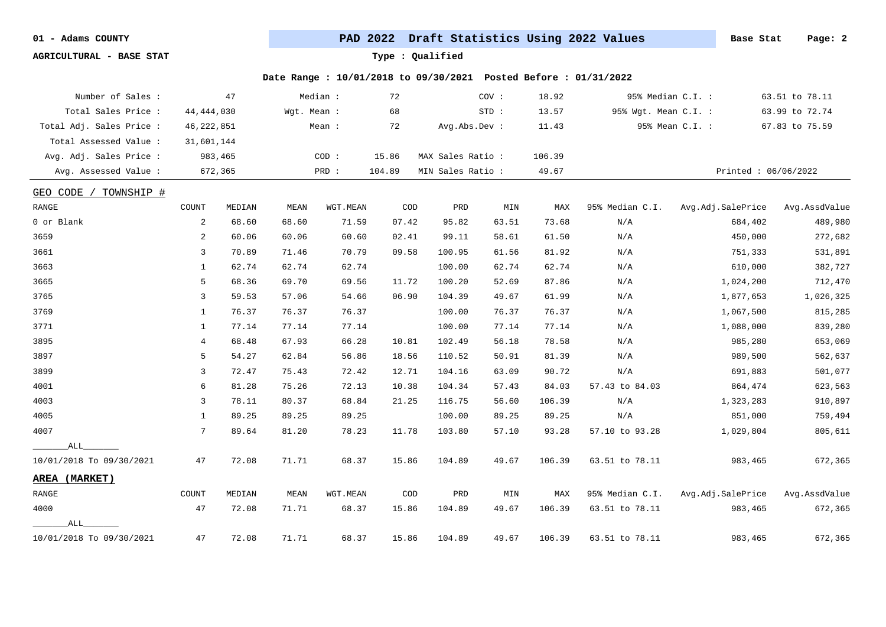**01 - Adams COUNTY** | **PAD 2022 Draft Statistics Using 2022 Values** | **Base Stat**

**AGRICULTURAL - BASE STAT**

**Type : Qualified**

**Date Range : 10/01/2018 to 09/30/2021 Posted Before : 01/31/2022**

| | | | | | | | |
|---|---|---|---|---|---|---|---|
| Number of Sales : | 47 | Median : | 72 | COV : | 18.92 | 95% Median C.I. : | 63.51 to 78.11 |
| Total Sales Price : | 44,444,030 | Wgt. Mean : | 68 | STD : | 13.57 | 95% Wgt. Mean C.I. : | 63.99 to 72.74 |
| Total Adj. Sales Price : | 46,222,851 | Mean : | 72 | Avg.Abs.Dev : | 11.43 | 95% Mean C.I. : | 67.83 to 75.59 |
| Total Assessed Value : | 31,601,144 | | | | | | |
| Avg. Adj. Sales Price : | 983,465 | COD : | 15.86 | MAX Sales Ratio : | 106.39 | | |
| Avg. Assessed Value : | 672,365 | PRD : | 104.89 | MIN Sales Ratio : | 49.67 | | Printed : 06/06/2022 |

**GEO CODE / TOWNSHIP #**

| RANGE | COUNT | MEDIAN | MEAN | WGT.MEAN | COD | PRD | MIN | MAX | 95% Median C.I. | Avg.Adj.SalePrice | Avg.AssdValue |
|---|---|---|---|---|---|---|---|---|---|---|---|
| 0 or Blank | 2 | 68.60 | 68.60 | 71.59 | 07.42 | 95.82 | 63.51 | 73.68 | N/A | 684,402 | 489,980 |
| 3659 | 2 | 60.06 | 60.06 | 60.60 | 02.41 | 99.11 | 58.61 | 61.50 | N/A | 450,000 | 272,682 |
| 3661 | 3 | 70.89 | 71.46 | 70.79 | 09.58 | 100.95 | 61.56 | 81.92 | N/A | 751,333 | 531,891 |
| 3663 | 1 | 62.74 | 62.74 | 62.74 | | 100.00 | 62.74 | 62.74 | N/A | 610,000 | 382,727 |
| 3665 | 5 | 68.36 | 69.70 | 69.56 | 11.72 | 100.20 | 52.69 | 87.86 | N/A | 1,024,200 | 712,470 |
| 3765 | 3 | 59.53 | 57.06 | 54.66 | 06.90 | 104.39 | 49.67 | 61.99 | N/A | 1,877,653 | 1,026,325 |
| 3769 | 1 | 76.37 | 76.37 | 76.37 | | 100.00 | 76.37 | 76.37 | N/A | 1,067,500 | 815,285 |
| 3771 | 1 | 77.14 | 77.14 | 77.14 | | 100.00 | 77.14 | 77.14 | N/A | 1,088,000 | 839,280 |
| 3895 | 4 | 68.48 | 67.93 | 66.28 | 10.81 | 102.49 | 56.18 | 78.58 | N/A | 985,280 | 653,069 |
| 3897 | 5 | 54.27 | 62.84 | 56.86 | 18.56 | 110.52 | 50.91 | 81.39 | N/A | 989,500 | 562,637 |
| 3899 | 3 | 72.47 | 75.43 | 72.42 | 12.71 | 104.16 | 63.09 | 90.72 | N/A | 691,883 | 501,077 |
| 4001 | 6 | 81.28 | 75.26 | 72.13 | 10.38 | 104.34 | 57.43 | 84.03 | 57.43 to 84.03 | 864,474 | 623,563 |
| 4003 | 3 | 78.11 | 80.37 | 68.84 | 21.25 | 116.75 | 56.60 | 106.39 | N/A | 1,323,283 | 910,897 |
| 4005 | 1 | 89.25 | 89.25 | 89.25 | | 100.00 | 89.25 | 89.25 | N/A | 851,000 | 759,494 |
| 4007 | 7 | 89.64 | 81.20 | 78.23 | 11.78 | 103.80 | 57.10 | 93.28 | 57.10 to 93.28 | 1,029,804 | 805,611 |
| ALL | | | | | | | | | | | |
| 10/01/2018 To 09/30/2021 | 47 | 72.08 | 71.71 | 68.37 | 15.86 | 104.89 | 49.67 | 106.39 | 63.51 to 78.11 | 983,465 | 672,365 |

**AREA (MARKET)**

| RANGE | COUNT | MEDIAN | MEAN | WGT.MEAN | COD | PRD | MIN | MAX | 95% Median C.I. | Avg.Adj.SalePrice | Avg.AssdValue |
|---|---|---|---|---|---|---|---|---|---|---|---|
| 4000 | 47 | 72.08 | 71.71 | 68.37 | 15.86 | 104.89 | 49.67 | 106.39 | 63.51 to 78.11 | 983,465 | 672,365 |
| ALL | | | | | | | | | | | |
| 10/01/2018 To 09/30/2021 | 47 | 72.08 | 71.71 | 68.37 | 15.86 | 104.89 | 49.67 | 106.39 | 63.51 to 78.11 | 983,465 | 672,365 |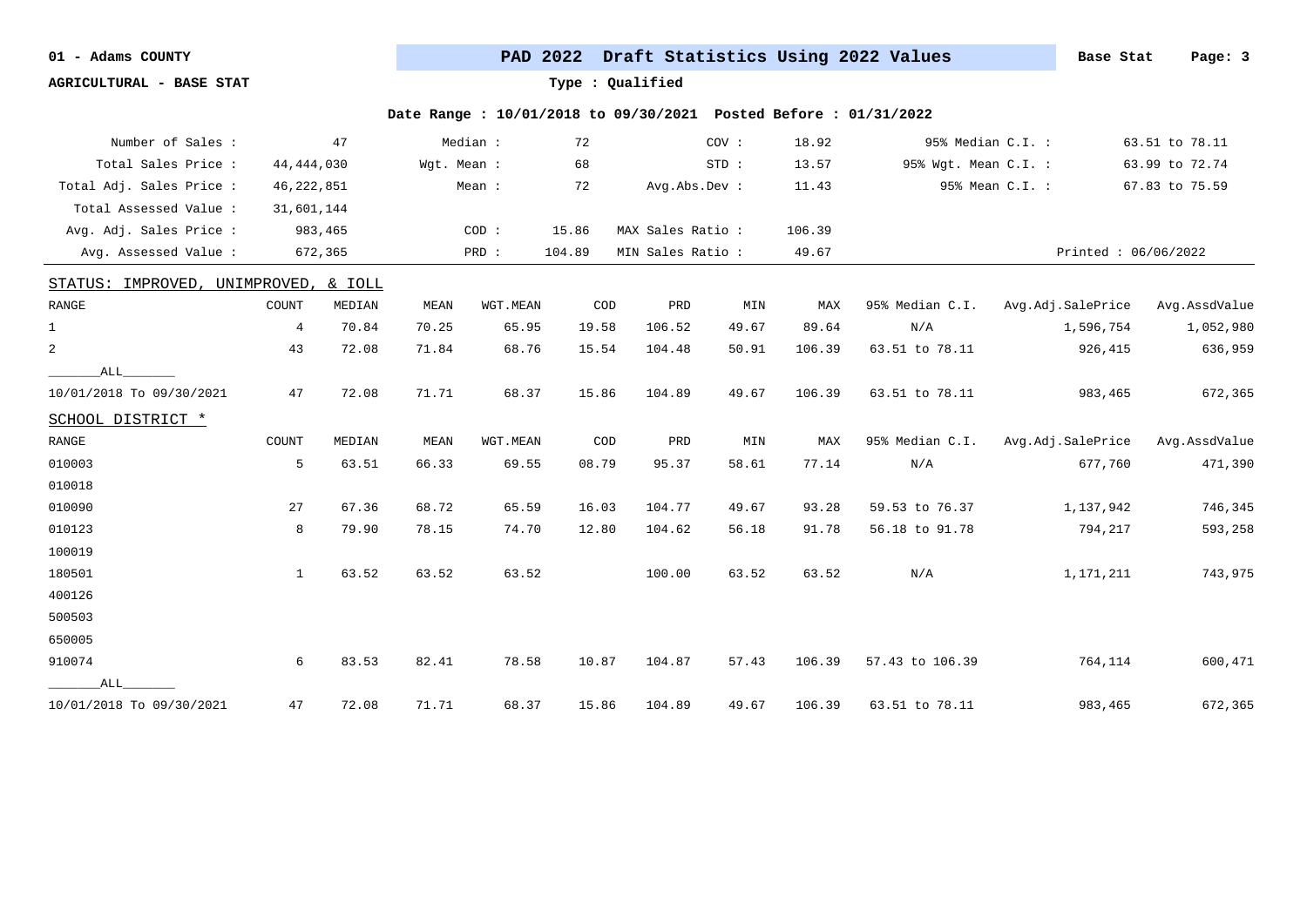01 - Adams COUNTY

**PAD 2022 Draft Statistics Using 2022 Values** — Base Stat

AGRICULTURAL - BASE STAT

Type : Qualified

Date Range : 10/01/2018 to 09/30/2021 Posted Before : 01/31/2022

| | | | | | | | |
|---|---|---|---|---|---|---|---|
| Number of Sales : | 47 | Median : | 72 | COV : | 18.92 | 95% Median C.I. : | 63.51 to 78.11 |
| Total Sales Price : | 44,444,030 | Wgt. Mean : | 68 | STD : | 13.57 | 95% Wgt. Mean C.I. : | 63.99 to 72.74 |
| Total Adj. Sales Price : | 46,222,851 | Mean : | 72 | Avg.Abs.Dev : | 11.43 | 95% Mean C.I. : | 67.83 to 75.59 |
| Total Assessed Value : | 31,601,144 | | | | | | |
| Avg. Adj. Sales Price : | 983,465 | COD : | 15.86 | MAX Sales Ratio : | 106.39 | | |
| Avg. Assessed Value : | 672,365 | PRD : | 104.89 | MIN Sales Ratio : | 49.67 | Printed : 06/06/2022 | |

STATUS: IMPROVED, UNIMPROVED, & IOLL

| RANGE | COUNT | MEDIAN | MEAN | WGT.MEAN | COD | PRD | MIN | MAX | 95% Median C.I. | Avg.Adj.SalePrice | Avg.AssdValue |
|---|---|---|---|---|---|---|---|---|---|---|---|
| 1 | 4 | 70.84 | 70.25 | 65.95 | 19.58 | 106.52 | 49.67 | 89.64 | N/A | 1,596,754 | 1,052,980 |
| 2 | 43 | 72.08 | 71.84 | 68.76 | 15.54 | 104.48 | 50.91 | 106.39 | 63.51 to 78.11 | 926,415 | 636,959 |
| _____ALL_____ | | | | | | | | | | | |
| 10/01/2018 To 09/30/2021 | 47 | 72.08 | 71.71 | 68.37 | 15.86 | 104.89 | 49.67 | 106.39 | 63.51 to 78.11 | 983,465 | 672,365 |

SCHOOL DISTRICT *

| RANGE | COUNT | MEDIAN | MEAN | WGT.MEAN | COD | PRD | MIN | MAX | 95% Median C.I. | Avg.Adj.SalePrice | Avg.AssdValue |
|---|---|---|---|---|---|---|---|---|---|---|---|
| 010003 | 5 | 63.51 | 66.33 | 69.55 | 08.79 | 95.37 | 58.61 | 77.14 | N/A | 677,760 | 471,390 |
| 010018 | | | | | | | | | | | |
| 010090 | 27 | 67.36 | 68.72 | 65.59 | 16.03 | 104.77 | 49.67 | 93.28 | 59.53 to 76.37 | 1,137,942 | 746,345 |
| 010123 | 8 | 79.90 | 78.15 | 74.70 | 12.80 | 104.62 | 56.18 | 91.78 | 56.18 to 91.78 | 794,217 | 593,258 |
| 100019 | | | | | | | | | | | |
| 180501 | 1 | 63.52 | 63.52 | 63.52 | | 100.00 | 63.52 | 63.52 | N/A | 1,171,211 | 743,975 |
| 400126 | | | | | | | | | | | |
| 500503 | | | | | | | | | | | |
| 650005 | | | | | | | | | | | |
| 910074 | 6 | 83.53 | 82.41 | 78.58 | 10.87 | 104.87 | 57.43 | 106.39 | 57.43 to 106.39 | 764,114 | 600,471 |
| _____ALL_____ | | | | | | | | | | | |
| 10/01/2018 To 09/30/2021 | 47 | 72.08 | 71.71 | 68.37 | 15.86 | 104.89 | 49.67 | 106.39 | 63.51 to 78.11 | 983,465 | 672,365 |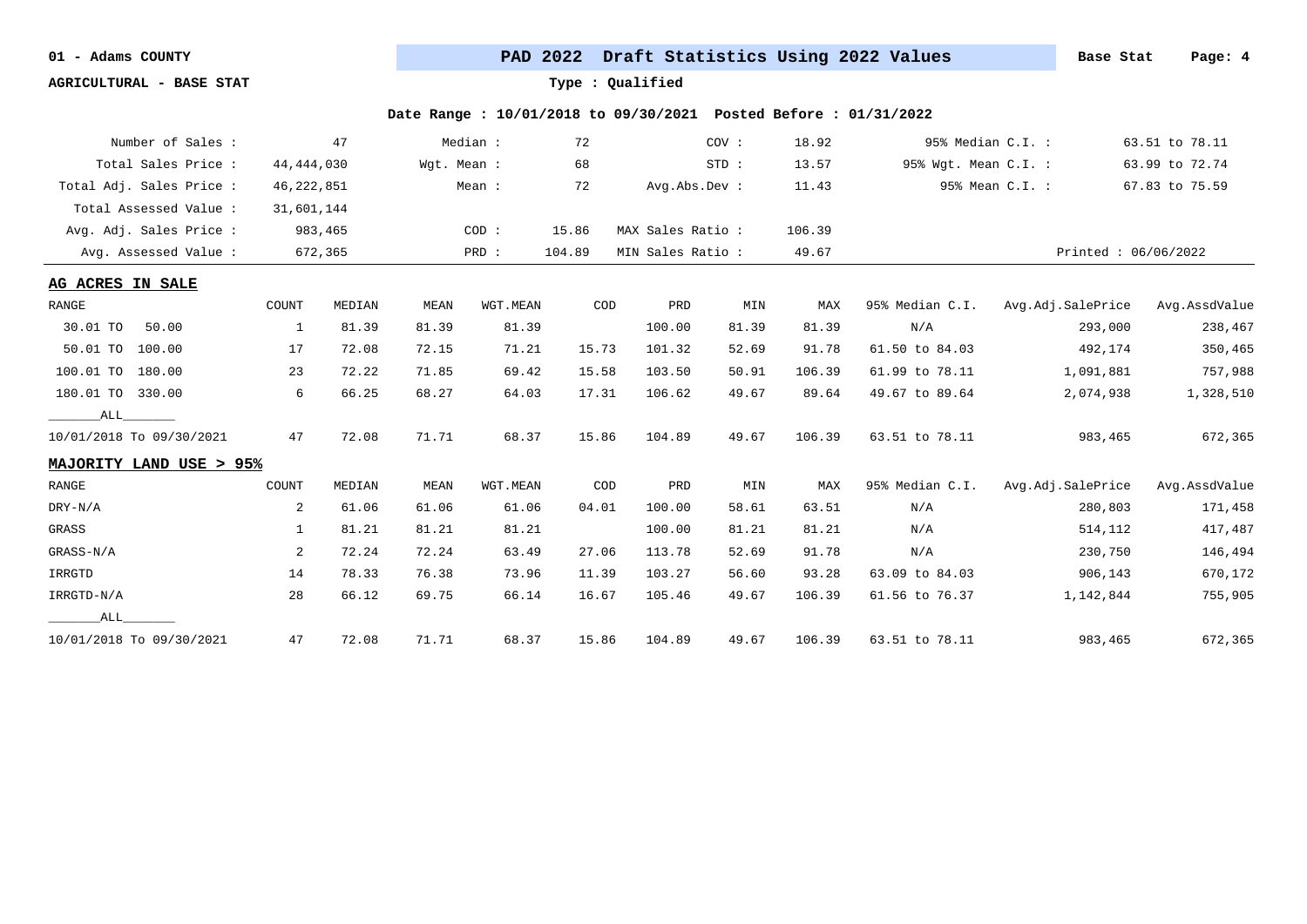01 - Adams COUNTY

AGRICULTURAL - BASE STAT

## PAD 2022 Draft Statistics Using 2022 Values

Base Stat

Type : Qualified

**Date Range : 10/01/2018 to 09/30/2021 Posted Before : 01/31/2022**

| | | | | | | | |
|---|---|---|---|---|---|---|---|
| Number of Sales : | 47 | Median : | 72 | COV : | 18.92 | 95% Median C.I. : | 63.51 to 78.11 |
| Total Sales Price : | 44,444,030 | Wgt. Mean : | 68 | STD : | 13.57 | 95% Wgt. Mean C.I. : | 63.99 to 72.74 |
| Total Adj. Sales Price : | 46,222,851 | Mean : | 72 | Avg.Abs.Dev : | 11.43 | 95% Mean C.I. : | 67.83 to 75.59 |
| Total Assessed Value : | 31,601,144 | | | | | | |
| Avg. Adj. Sales Price : | 983,465 | COD : | 15.86 | MAX Sales Ratio : | 106.39 | | |
| Avg. Assessed Value : | 672,365 | PRD : | 104.89 | MIN Sales Ratio : | 49.67 | | Printed : 06/06/2022 |

### AG ACRES IN SALE

| RANGE | COUNT | MEDIAN | MEAN | WGT.MEAN | COD | PRD | MIN | MAX | 95% Median C.I. | Avg.Adj.SalePrice | Avg.AssdValue |
|---|---|---|---|---|---|---|---|---|---|---|---|
| 30.01 TO 50.00 | 1 | 81.39 | 81.39 | 81.39 | | 100.00 | 81.39 | 81.39 | N/A | 293,000 | 238,467 |
| 50.01 TO 100.00 | 17 | 72.08 | 72.15 | 71.21 | 15.73 | 101.32 | 52.69 | 91.78 | 61.50 to 84.03 | 492,174 | 350,465 |
| 100.01 TO 180.00 | 23 | 72.22 | 71.85 | 69.42 | 15.58 | 103.50 | 50.91 | 106.39 | 61.99 to 78.11 | 1,091,881 | 757,988 |
| 180.01 TO 330.00 | 6 | 66.25 | 68.27 | 64.03 | 17.31 | 106.62 | 49.67 | 89.64 | 49.67 to 89.64 | 2,074,938 | 1,328,510 |
| _______ALL_______ | | | | | | | | | | | |
| 10/01/2018 To 09/30/2021 | 47 | 72.08 | 71.71 | 68.37 | 15.86 | 104.89 | 49.67 | 106.39 | 63.51 to 78.11 | 983,465 | 672,365 |

### MAJORITY LAND USE > 95%

| RANGE | COUNT | MEDIAN | MEAN | WGT.MEAN | COD | PRD | MIN | MAX | 95% Median C.I. | Avg.Adj.SalePrice | Avg.AssdValue |
|---|---|---|---|---|---|---|---|---|---|---|---|
| DRY-N/A | 2 | 61.06 | 61.06 | 61.06 | 04.01 | 100.00 | 58.61 | 63.51 | N/A | 280,803 | 171,458 |
| GRASS | 1 | 81.21 | 81.21 | 81.21 | | 100.00 | 81.21 | 81.21 | N/A | 514,112 | 417,487 |
| GRASS-N/A | 2 | 72.24 | 72.24 | 63.49 | 27.06 | 113.78 | 52.69 | 91.78 | N/A | 230,750 | 146,494 |
| IRRGTD | 14 | 78.33 | 76.38 | 73.96 | 11.39 | 103.27 | 56.60 | 93.28 | 63.09 to 84.03 | 906,143 | 670,172 |
| IRRGTD-N/A | 28 | 66.12 | 69.75 | 66.14 | 16.67 | 105.46 | 49.67 | 106.39 | 61.56 to 76.37 | 1,142,844 | 755,905 |
| _______ALL_______ | | | | | | | | | | | |
| 10/01/2018 To 09/30/2021 | 47 | 72.08 | 71.71 | 68.37 | 15.86 | 104.89 | 49.67 | 106.39 | 63.51 to 78.11 | 983,465 | 672,365 |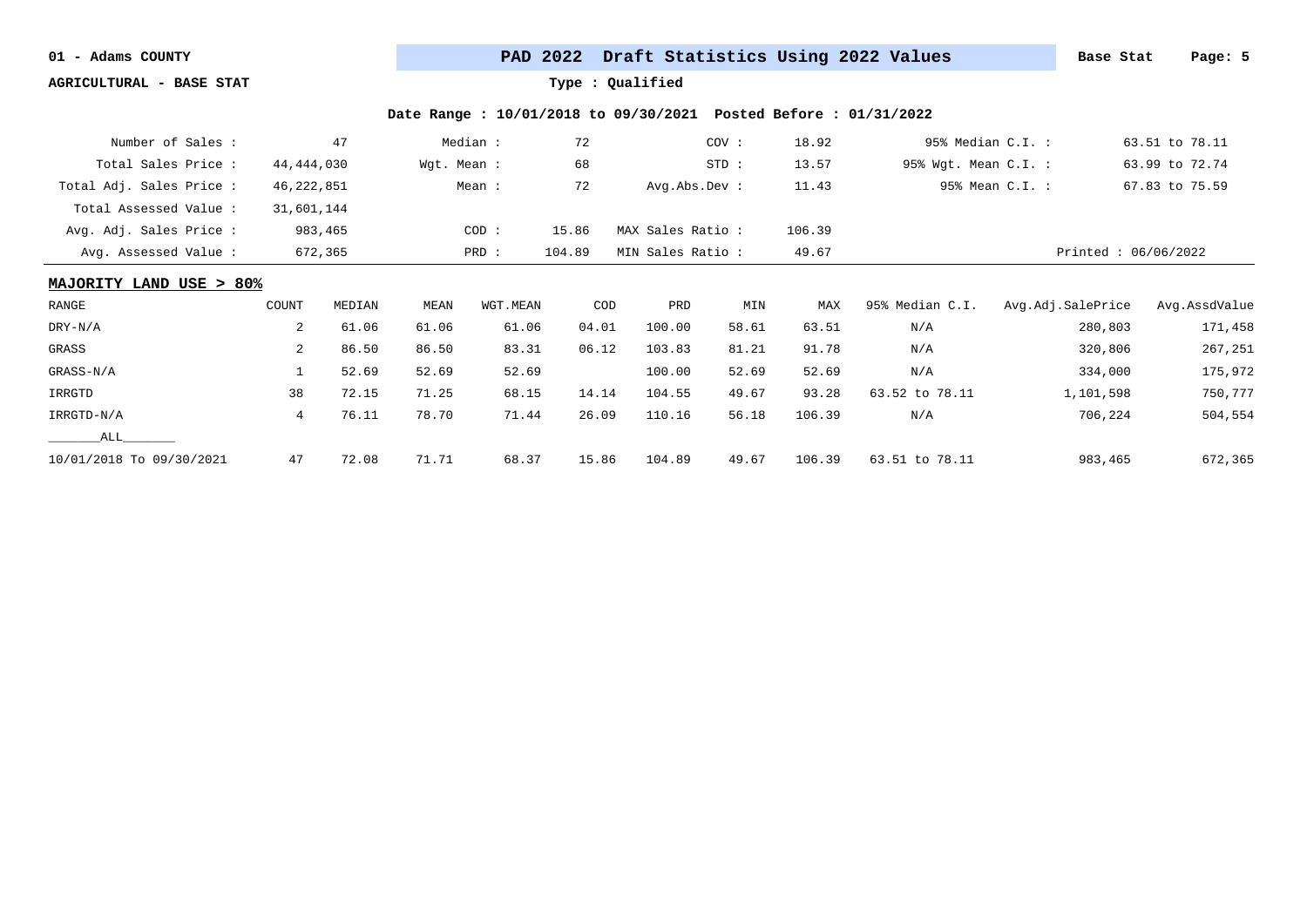01 - Adams COUNTY

**PAD 2022 Draft Statistics Using 2022 Values** — Base Stat

AGRICULTURAL - BASE STAT

Type : Qualified

Date Range : 10/01/2018 to 09/30/2021 Posted Before : 01/31/2022

| | | | | | | | |
|---|---|---|---|---|---|---|---|
| Number of Sales : | 47 | Median : | 72 | COV : | 18.92 | 95% Median C.I. : | 63.51 to 78.11 |
| Total Sales Price : | 44,444,030 | Wgt. Mean : | 68 | STD : | 13.57 | 95% Wgt. Mean C.I. : | 63.99 to 72.74 |
| Total Adj. Sales Price : | 46,222,851 | Mean : | 72 | Avg.Abs.Dev : | 11.43 | 95% Mean C.I. : | 67.83 to 75.59 |
| Total Assessed Value : | 31,601,144 | | | | | | |
| Avg. Adj. Sales Price : | 983,465 | COD : | 15.86 | MAX Sales Ratio : | 106.39 | | |
| Avg. Assessed Value : | 672,365 | PRD : | 104.89 | MIN Sales Ratio : | 49.67 | | Printed : 06/06/2022 |

**MAJORITY LAND USE > 80%**

| RANGE | COUNT | MEDIAN | MEAN | WGT.MEAN | COD | PRD | MIN | MAX | 95% Median C.I. | Avg.Adj.SalePrice | Avg.AssdValue |
|---|---|---|---|---|---|---|---|---|---|---|---|
| DRY-N/A | 2 | 61.06 | 61.06 | 61.06 | 04.01 | 100.00 | 58.61 | 63.51 | N/A | 280,803 | 171,458 |
| GRASS | 2 | 86.50 | 86.50 | 83.31 | 06.12 | 103.83 | 81.21 | 91.78 | N/A | 320,806 | 267,251 |
| GRASS-N/A | 1 | 52.69 | 52.69 | 52.69 | | 100.00 | 52.69 | 52.69 | N/A | 334,000 | 175,972 |
| IRRGTD | 38 | 72.15 | 71.25 | 68.15 | 14.14 | 104.55 | 49.67 | 93.28 | 63.52 to 78.11 | 1,101,598 | 750,777 |
| IRRGTD-N/A | 4 | 76.11 | 78.70 | 71.44 | 26.09 | 110.16 | 56.18 | 106.39 | N/A | 706,224 | 504,554 |
| _______ALL_______ | | | | | | | | | | | |
| 10/01/2018 To 09/30/2021 | 47 | 72.08 | 71.71 | 68.37 | 15.86 | 104.89 | 49.67 | 106.39 | 63.51 to 78.11 | 983,465 | 672,365 |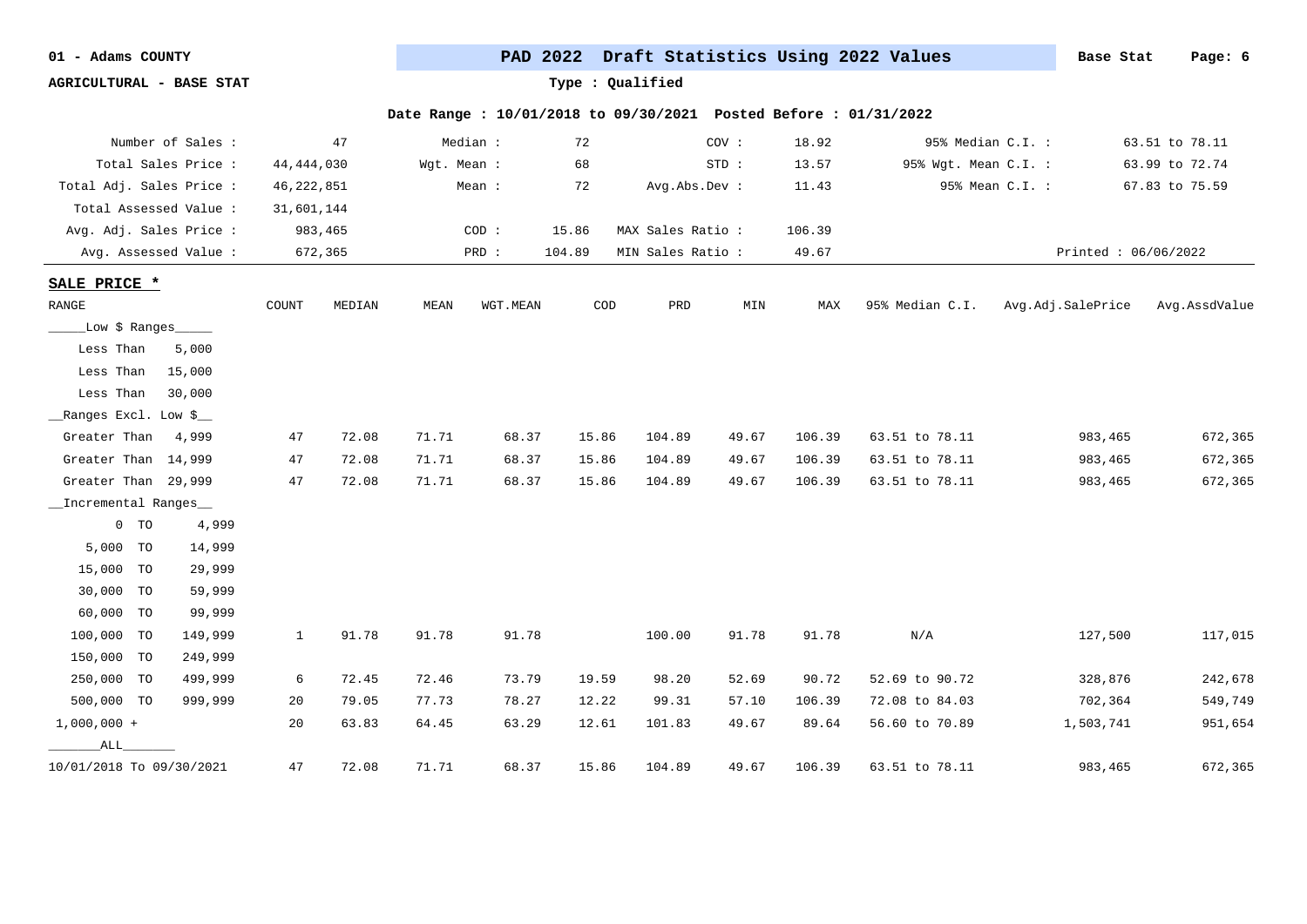01 - Adams County

**PAD 2022 Draft Statistics Using 2022 Values** — Base Stat

AGRICULTURAL - BASE STAT

Type : Qualified

Date Range : 10/01/2018 to 09/30/2021 Posted Before : 01/31/2022

| | | | | | | | |
|---|---|---|---|---|---|---|---|
| Number of Sales : | 47 | Median : | 72 | COV : | 18.92 | 95% Median C.I. : | 63.51 to 78.11 |
| Total Sales Price : | 44,444,030 | Wgt. Mean : | 68 | STD : | 13.57 | 95% Wgt. Mean C.I. : | 63.99 to 72.74 |
| Total Adj. Sales Price : | 46,222,851 | Mean : | 72 | Avg.Abs.Dev : | 11.43 | 95% Mean C.I. : | 67.83 to 75.59 |
| Total Assessed Value : | 31,601,144 | | | | | | |
| Avg. Adj. Sales Price : | 983,465 | COD : | 15.86 | MAX Sales Ratio : | 106.39 | | |
| Avg. Assessed Value : | 672,365 | PRD : | 104.89 | MIN Sales Ratio : | 49.67 | | Printed : 06/06/2022 |

## SALE PRICE *

| RANGE | COUNT | MEDIAN | MEAN | WGT.MEAN | COD | PRD | MIN | MAX | 95% Median C.I. | Avg.Adj.SalePrice | Avg.AssdValue |
|---|---|---|---|---|---|---|---|---|---|---|---|
| ____Low $ Ranges____ | | | | | | | | | | | |
| Less Than 5,000 | | | | | | | | | | | |
| Less Than 15,000 | | | | | | | | | | | |
| Less Than 30,000 | | | | | | | | | | | |
| __Ranges Excl. Low $__ | | | | | | | | | | | |
| Greater Than 4,999 | 47 | 72.08 | 71.71 | 68.37 | 15.86 | 104.89 | 49.67 | 106.39 | 63.51 to 78.11 | 983,465 | 672,365 |
| Greater Than 14,999 | 47 | 72.08 | 71.71 | 68.37 | 15.86 | 104.89 | 49.67 | 106.39 | 63.51 to 78.11 | 983,465 | 672,365 |
| Greater Than 29,999 | 47 | 72.08 | 71.71 | 68.37 | 15.86 | 104.89 | 49.67 | 106.39 | 63.51 to 78.11 | 983,465 | 672,365 |
| __Incremental Ranges__ | | | | | | | | | | | |
| 0 TO 4,999 | | | | | | | | | | | |
| 5,000 TO 14,999 | | | | | | | | | | | |
| 15,000 TO 29,999 | | | | | | | | | | | |
| 30,000 TO 59,999 | | | | | | | | | | | |
| 60,000 TO 99,999 | | | | | | | | | | | |
| 100,000 TO 149,999 | 1 | 91.78 | 91.78 | 91.78 | | 100.00 | 91.78 | 91.78 | N/A | 127,500 | 117,015 |
| 150,000 TO 249,999 | | | | | | | | | | | |
| 250,000 TO 499,999 | 6 | 72.45 | 72.46 | 73.79 | 19.59 | 98.20 | 52.69 | 90.72 | 52.69 to 90.72 | 328,876 | 242,678 |
| 500,000 TO 999,999 | 20 | 79.05 | 77.73 | 78.27 | 12.22 | 99.31 | 57.10 | 106.39 | 72.08 to 84.03 | 702,364 | 549,749 |
| 1,000,000 + | 20 | 63.83 | 64.45 | 63.29 | 12.61 | 101.83 | 49.67 | 89.64 | 56.60 to 70.89 | 1,503,741 | 951,654 |
| ______ALL______ | | | | | | | | | | | |
| 10/01/2018 To 09/30/2021 | 47 | 72.08 | 71.71 | 68.37 | 15.86 | 104.89 | 49.67 | 106.39 | 63.51 to 78.11 | 983,465 | 672,365 |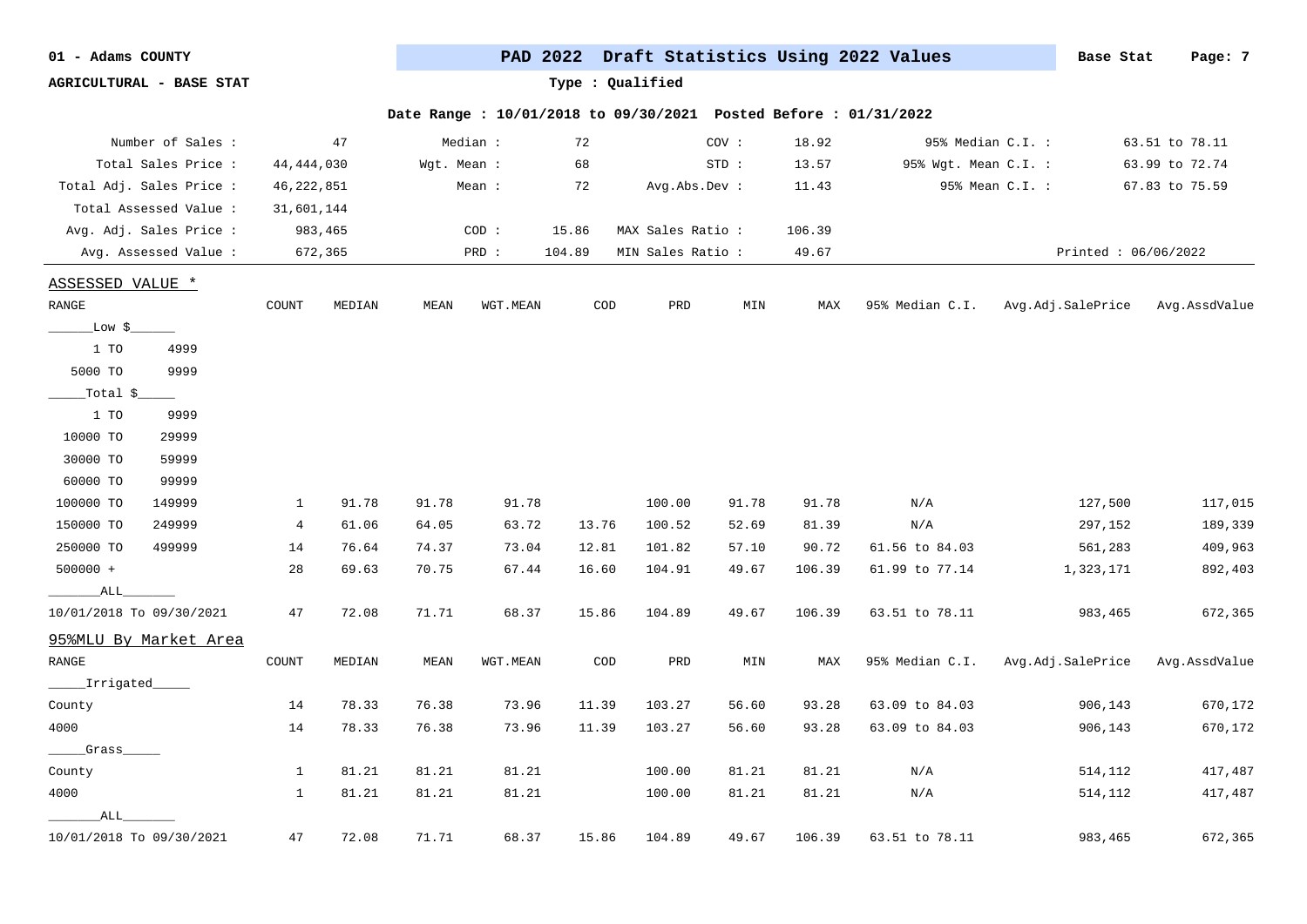01 - Adams COUNTY

AGRICULTURAL - BASE STAT

**PAD 2022 Draft Statistics Using 2022 Values**

Base Stat

Type : Qualified

Date Range : 10/01/2018 to 09/30/2021 Posted Before : 01/31/2022

| | | | | | | | | |
|---|---|---|---|---|---|---|---|---|
| Number of Sales : | 47 | Median : | 72 | COV : | 18.92 | 95% Median C.I. : | 63.51 to 78.11 |
| Total Sales Price : | 44,444,030 | Wgt. Mean : | 68 | STD : | 13.57 | 95% Wgt. Mean C.I. : | 63.99 to 72.74 |
| Total Adj. Sales Price : | 46,222,851 | Mean : | 72 | Avg.Abs.Dev : | 11.43 | 95% Mean C.I. : | 67.83 to 75.59 |
| Total Assessed Value : | 31,601,144 | | | | | | |
| Avg. Adj. Sales Price : | 983,465 | COD : | 15.86 | MAX Sales Ratio : | 106.39 | | |
| Avg. Assessed Value : | 672,365 | PRD : | 104.89 | MIN Sales Ratio : | 49.67 | Printed : 06/06/2022 | |

## ASSESSED VALUE *

| RANGE | COUNT | MEDIAN | MEAN | WGT.MEAN | COD | PRD | MIN | MAX | 95% Median C.I. | Avg.Adj.SalePrice | Avg.AssdValue |
|---|---|---|---|---|---|---|---|---|---|---|---|
| ____Low $____ | | | | | | | | | | | |
| 1 TO 4999 | | | | | | | | | | | |
| 5000 TO 9999 | | | | | | | | | | | |
| ____Total $____ | | | | | | | | | | | |
| 1 TO 9999 | | | | | | | | | | | |
| 10000 TO 29999 | | | | | | | | | | | |
| 30000 TO 59999 | | | | | | | | | | | |
| 60000 TO 99999 | | | | | | | | | | | |
| 100000 TO 149999 | 1 | 91.78 | 91.78 | 91.78 | | 100.00 | 91.78 | 91.78 | N/A | 127,500 | 117,015 |
| 150000 TO 249999 | 4 | 61.06 | 64.05 | 63.72 | 13.76 | 100.52 | 52.69 | 81.39 | N/A | 297,152 | 189,339 |
| 250000 TO 499999 | 14 | 76.64 | 74.37 | 73.04 | 12.81 | 101.82 | 57.10 | 90.72 | 61.56 to 84.03 | 561,283 | 409,963 |
| 500000 + | 28 | 69.63 | 70.75 | 67.44 | 16.60 | 104.91 | 49.67 | 106.39 | 61.99 to 77.14 | 1,323,171 | 892,403 |
| ____ALL____ | | | | | | | | | | | |
| 10/01/2018 To 09/30/2021 | 47 | 72.08 | 71.71 | 68.37 | 15.86 | 104.89 | 49.67 | 106.39 | 63.51 to 78.11 | 983,465 | 672,365 |

## 95%MLU By Market Area

| RANGE | COUNT | MEDIAN | MEAN | WGT.MEAN | COD | PRD | MIN | MAX | 95% Median C.I. | Avg.Adj.SalePrice | Avg.AssdValue |
|---|---|---|---|---|---|---|---|---|---|---|---|
| ____Irrigated____ | | | | | | | | | | | |
| County | 14 | 78.33 | 76.38 | 73.96 | 11.39 | 103.27 | 56.60 | 93.28 | 63.09 to 84.03 | 906,143 | 670,172 |
| 4000 | 14 | 78.33 | 76.38 | 73.96 | 11.39 | 103.27 | 56.60 | 93.28 | 63.09 to 84.03 | 906,143 | 670,172 |
| ____Grass____ | | | | | | | | | | | |
| County | 1 | 81.21 | 81.21 | 81.21 | | 100.00 | 81.21 | 81.21 | N/A | 514,112 | 417,487 |
| 4000 | 1 | 81.21 | 81.21 | 81.21 | | 100.00 | 81.21 | 81.21 | N/A | 514,112 | 417,487 |
| ____ALL____ | | | | | | | | | | | |
| 10/01/2018 To 09/30/2021 | 47 | 72.08 | 71.71 | 68.37 | 15.86 | 104.89 | 49.67 | 106.39 | 63.51 to 78.11 | 983,465 | 672,365 |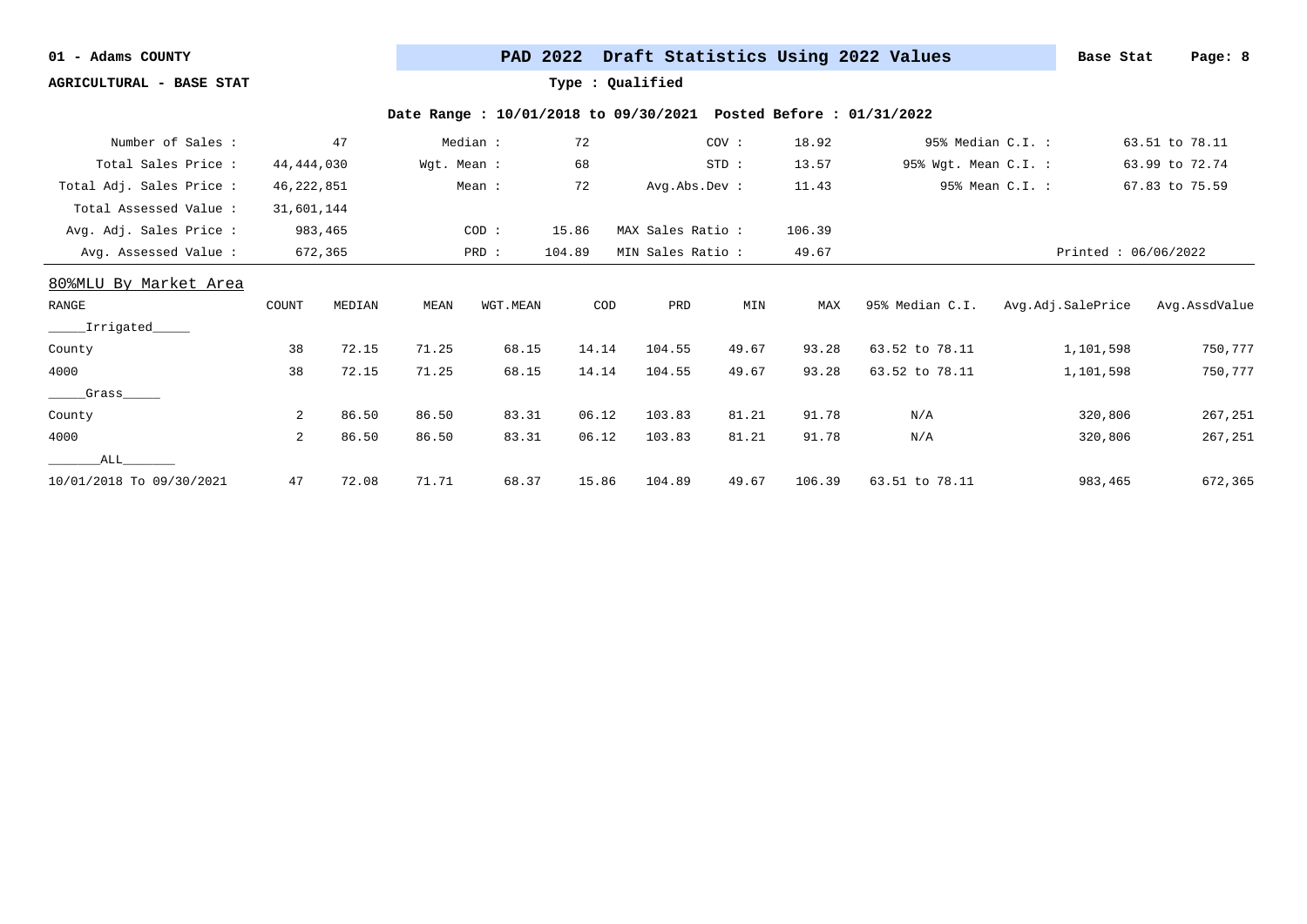01 - Adams COUNTY

AGRICULTURAL - BASE STAT

PAD 2022 Draft Statistics Using 2022 Values

Type : Qualified

Base Stat

Date Range : 10/01/2018 to 09/30/2021 Posted Before : 01/31/2022

| | | | | | | | |
|---|---|---|---|---|---|---|---|
| Number of Sales : | 47 | Median : | 72 | COV : | 18.92 | 95% Median C.I. : | 63.51 to 78.11 |
| Total Sales Price : | 44,444,030 | Wgt. Mean : | 68 | STD : | 13.57 | 95% Wgt. Mean C.I. : | 63.99 to 72.74 |
| Total Adj. Sales Price : | 46,222,851 | Mean : | 72 | Avg.Abs.Dev : | 11.43 | 95% Mean C.I. : | 67.83 to 75.59 |
| Total Assessed Value : | 31,601,144 | | | | | | |
| Avg. Adj. Sales Price : | 983,465 | COD : | 15.86 | MAX Sales Ratio : | 106.39 | | |
| Avg. Assessed Value : | 672,365 | PRD : | 104.89 | MIN Sales Ratio : | 49.67 | Printed : 06/06/2022 | |

80%MLU By Market Area

| RANGE | COUNT | MEDIAN | MEAN | WGT.MEAN | COD | PRD | MIN | MAX | 95% Median C.I. | Avg.Adj.SalePrice | Avg.AssdValue |
|---|---|---|---|---|---|---|---|---|---|---|---|
| _____Irrigated_____ | | | | | | | | | | | |
| County | 38 | 72.15 | 71.25 | 68.15 | 14.14 | 104.55 | 49.67 | 93.28 | 63.52 to 78.11 | 1,101,598 | 750,777 |
| 4000 | 38 | 72.15 | 71.25 | 68.15 | 14.14 | 104.55 | 49.67 | 93.28 | 63.52 to 78.11 | 1,101,598 | 750,777 |
| _____Grass_____ | | | | | | | | | | | |
| County | 2 | 86.50 | 86.50 | 83.31 | 06.12 | 103.83 | 81.21 | 91.78 | N/A | 320,806 | 267,251 |
| 4000 | 2 | 86.50 | 86.50 | 83.31 | 06.12 | 103.83 | 81.21 | 91.78 | N/A | 320,806 | 267,251 |
| _______ALL_______ | | | | | | | | | | | |
| 10/01/2018 To 09/30/2021 | 47 | 72.08 | 71.71 | 68.37 | 15.86 | 104.89 | 49.67 | 106.39 | 63.51 to 78.11 | 983,465 | 672,365 |